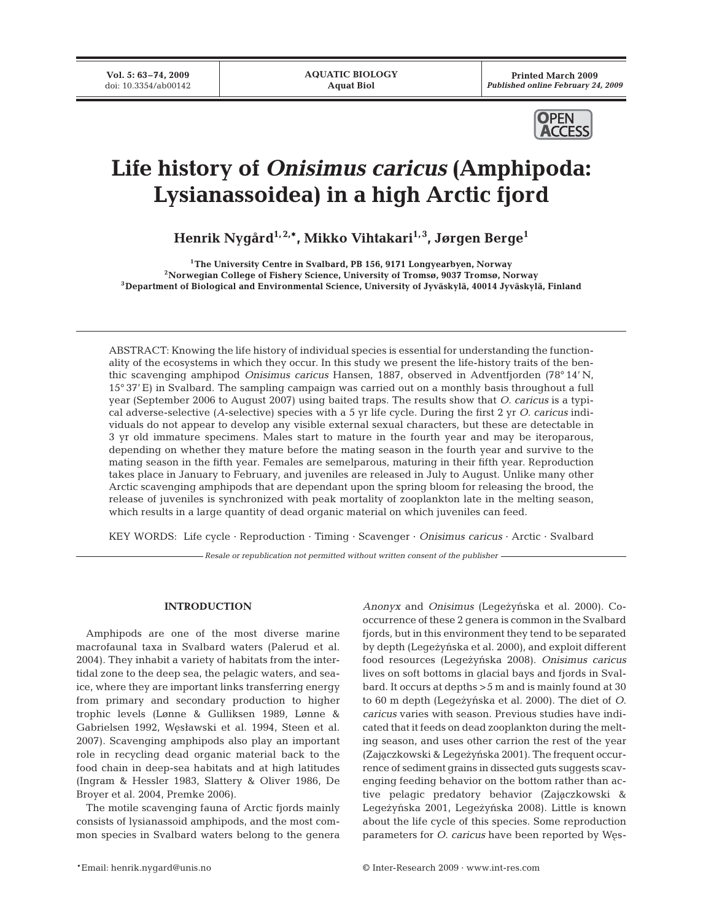# Life history of *Onisimus caricus* (Amphipoda: Lysianassoidea) in a high Arctic fjord

**Henrik Nygård[1,2,*], Mikko Vihtakari[1,3], Jørgen Berge[1]**

[1]The University Centre in Svalbard, PB 156, 9171 Longyearbyen, Norway
[2]Norwegian College of Fishery Science, University of Tromsø, 9037 Tromsø, Norway
[3]Department of Biological and Environmental Science, University of Jyväskylä, 40014 Jyväskylä, Finland

ABSTRACT: Knowing the life history of individual species is essential for understanding the functionality of the ecosystems in which they occur. In this study we present the life-history traits of the benthic scavenging amphipod *Onisimus caricus* Hansen, 1887, observed in Adventfjorden (78° 14′ N, 15° 37′ E) in Svalbard. The sampling campaign was carried out on a monthly basis throughout a full year (September 2006 to August 2007) using baited traps. The results show that *O. caricus* is a typical adverse-selective (*A*-selective) species with a 5 yr life cycle. During the first 2 yr *O. caricus* individuals do not appear to develop any visible external sexual characters, but these are detectable in 3 yr old immature specimens. Males start to mature in the fourth year and may be iteroparous, depending on whether they mature before the mating season in the fourth year and survive to the mating season in the fifth year. Females are semelparous, maturing in their fifth year. Reproduction takes place in January to February, and juveniles are released in July to August. Unlike many other Arctic scavenging amphipods that are dependant upon the spring bloom for releasing the brood, the release of juveniles is synchronized with peak mortality of zooplankton late in the melting season, which results in a large quantity of dead organic material on which juveniles can feed.

KEY WORDS: Life cycle · Reproduction · Timing · Scavenger · *Onisimus caricus* · Arctic · Svalbard

*Resale or republication not permitted without written consent of the publisher*

## INTRODUCTION

Amphipods are one of the most diverse marine macrofaunal taxa in Svalbard waters (Palerud et al. 2004). They inhabit a variety of habitats from the intertidal zone to the deep sea, the pelagic waters, and sea-ice, where they are important links transferring energy from primary and secondary production to higher trophic levels (Lønne & Gulliksen 1989, Lønne & Gabrielsen 1992, Węsławski et al. 1994, Steen et al. 2007). Scavenging amphipods also play an important role in recycling dead organic material back to the food chain in deep-sea habitats and at high latitudes (Ingram & Hessler 1983, Slattery & Oliver 1986, De Broyer et al. 2004, Premke 2006).

The motile scavenging fauna of Arctic fjords mainly consists of lysianassoid amphipods, and the most common species in Svalbard waters belong to the genera *Anonyx* and *Onisimus* (Legeżyńska et al. 2000). Co-occurrence of these 2 genera is common in the Svalbard fjords, but in this environment they tend to be separated by depth (Legeżyńska et al. 2000), and exploit different food resources (Legeżyńska 2008). *Onisimus caricus* lives on soft bottoms in glacial bays and fjords in Svalbard. It occurs at depths >5 m and is mainly found at 30 to 60 m depth (Legeżyńska et al. 2000). The diet of *O. caricus* varies with season. Previous studies have indicated that it feeds on dead zooplankton during the melting season, and uses other carrion the rest of the year (Zajączkowski & Legeżyńska 2001). The frequent occurrence of sediment grains in dissected guts suggests scavenging feeding behavior on the bottom rather than active pelagic predatory behavior (Zajączkowski & Legeżyńska 2001, Legeżyńska 2008). Little is known about the life cycle of this species. Some reproduction parameters for *O. caricus* have been reported by Węs-

*Email: henrik.nygard@unis.no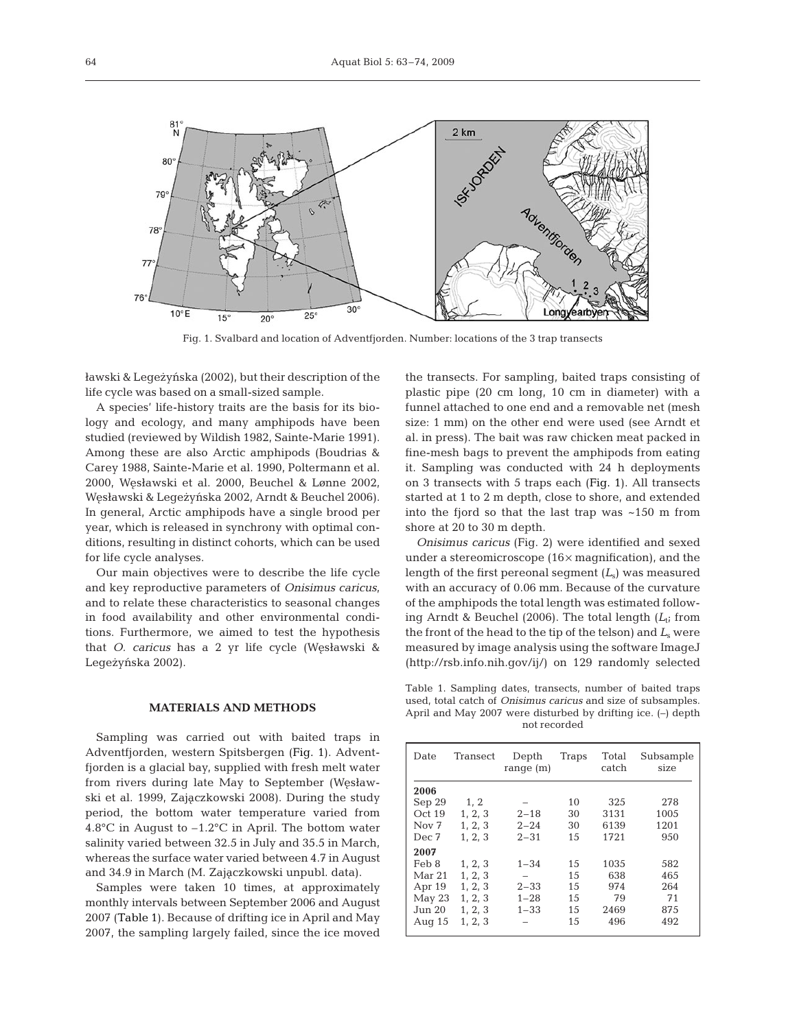Fig. 1. Svalbard and location of Adventfjorden. Number: locations of the 3 trap transects

ławski & Legeżyńska (2002), but their description of the life cycle was based on a small-sized sample.

A species' life-history traits are the basis for its biology and ecology, and many amphipods have been studied (reviewed by Wildish 1982, Sainte-Marie 1991). Among these are also Arctic amphipods (Boudrias & Carey 1988, Sainte-Marie et al. 1990, Poltermann et al. 2000, Węsławski et al. 2000, Beuchel & Lønne 2002, Węsławski & Legeżyńska 2002, Arndt & Beuchel 2006). In general, Arctic amphipods have a single brood per year, which is released in synchrony with optimal conditions, resulting in distinct cohorts, which can be used for life cycle analyses.

Our main objectives were to describe the life cycle and key reproductive parameters of *Onisimus caricus*, and to relate these characteristics to seasonal changes in food availability and other environmental conditions. Furthermore, we aimed to test the hypothesis that *O. caricus* has a 2 yr life cycle (Węsławski & Legeżyńska 2002).

## MATERIALS AND METHODS

Sampling was carried out with baited traps in Adventfjorden, western Spitsbergen (Fig. 1). Adventfjorden is a glacial bay, supplied with fresh melt water from rivers during late May to September (Węsławski et al. 1999, Zajączkowski 2008). During the study period, the bottom water temperature varied from 4.8°C in August to –1.2°C in April. The bottom water salinity varied between 32.5 in July and 35.5 in March, whereas the surface water varied between 4.7 in August and 34.9 in March (M. Zajączkowski unpubl. data).

Samples were taken 10 times, at approximately monthly intervals between September 2006 and August 2007 (Table 1). Because of drifting ice in April and May 2007, the sampling largely failed, since the ice moved the transects. For sampling, baited traps consisting of plastic pipe (20 cm long, 10 cm in diameter) with a funnel attached to one end and a removable net (mesh size: 1 mm) on the other end were used (see Arndt et al. in press). The bait was raw chicken meat packed in fine-mesh bags to prevent the amphipods from eating it. Sampling was conducted with 24 h deployments on 3 transects with 5 traps each (Fig. 1). All transects started at 1 to 2 m depth, close to shore, and extended into the fjord so that the last trap was ~150 m from shore at 20 to 30 m depth.

*Onisimus caricus* (Fig. 2) were identified and sexed under a stereomicroscope (16× magnification), and the length of the first pereonal segment ($L_s$) was measured with an accuracy of 0.06 mm. Because of the curvature of the amphipods the total length was estimated following Arndt & Beuchel (2006). The total length ($L_t$; from the front of the head to the tip of the telson) and $L_s$ were measured by image analysis using the software ImageJ (http://rsb.info.nih.gov/ij/) on 129 randomly selected

Table 1. Sampling dates, transects, number of baited traps used, total catch of *Onisimus caricus* and size of subsamples. April and May 2007 were disturbed by drifting ice. (–) depth not recorded

| Date | Transect | Depth range (m) | Traps | Total catch | Subsample size |
|---|---|---|---|---|---|
| **2006** | | | | | |
| Sep 29 | 1, 2 | – | 10 | 325 | 278 |
| Oct 19 | 1, 2, 3 | 2–18 | 30 | 3131 | 1005 |
| Nov 7 | 1, 2, 3 | 2–24 | 30 | 6139 | 1201 |
| Dec 7 | 1, 2, 3 | 2–31 | 15 | 1721 | 950 |
| **2007** | | | | | |
| Feb 8 | 1, 2, 3 | 1–34 | 15 | 1035 | 582 |
| Mar 21 | 1, 2, 3 | – | 15 | 638 | 465 |
| Apr 19 | 1, 2, 3 | 2–33 | 15 | 974 | 264 |
| May 23 | 1, 2, 3 | 1–28 | 15 | 79 | 71 |
| Jun 20 | 1, 2, 3 | 1–33 | 15 | 2469 | 875 |
| Aug 15 | 1, 2, 3 | – | 15 | 496 | 492 |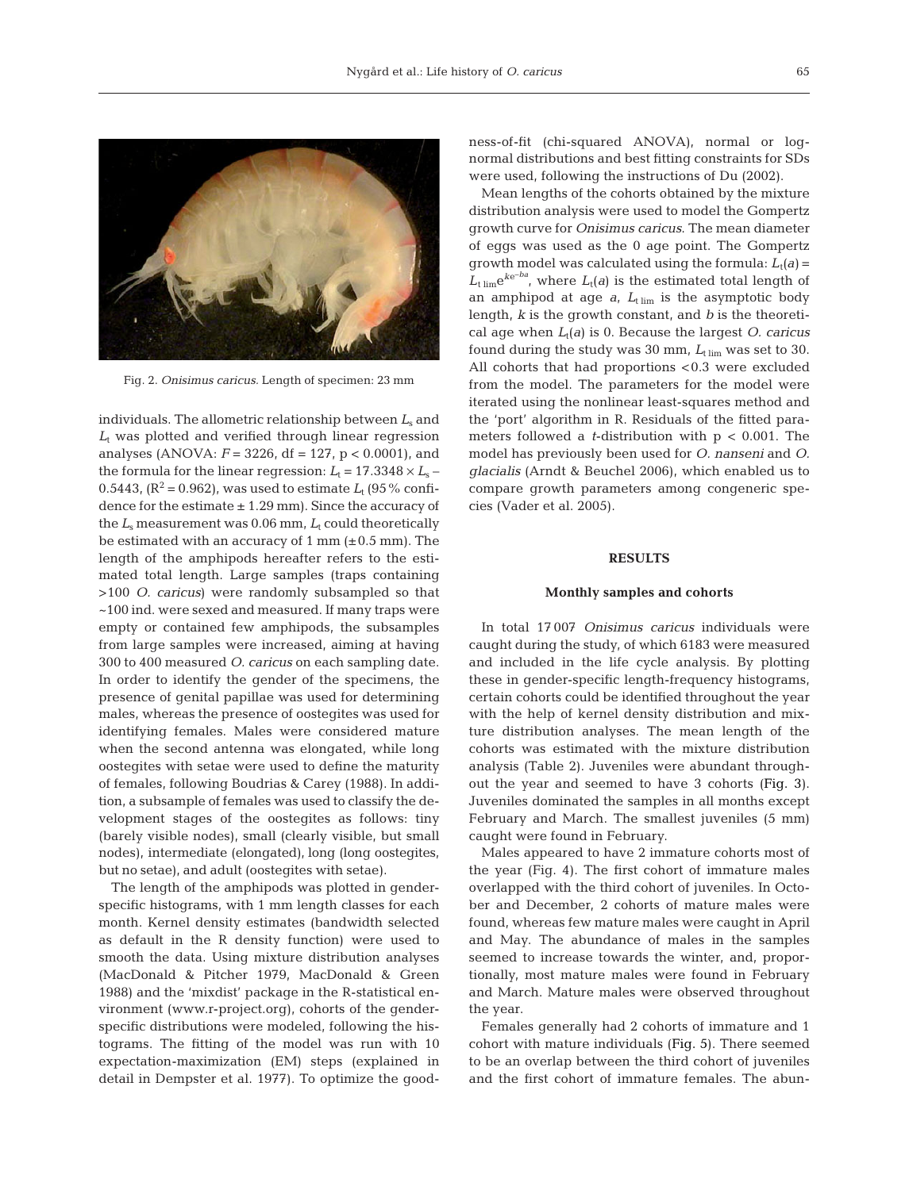Fig. 2. *Onisimus caricus.* Length of specimen: 23 mm

individuals. The allometric relationship between $L_s$ and $L_t$ was plotted and verified through linear regression analyses (ANOVA: $F = 3226$, df = 127, $p < 0.0001$), and the formula for the linear regression: $L_t = 17.3348 \times L_s - 0.5443$, ($R^2 = 0.962$), was used to estimate $L_t$ (95% confidence for the estimate ± 1.29 mm). Since the accuracy of the $L_s$ measurement was 0.06 mm, $L_t$ could theoretically be estimated with an accuracy of 1 mm (±0.5 mm). The length of the amphipods hereafter refers to the estimated total length. Large samples (traps containing >100 *O. caricus*) were randomly subsampled so that ~100 ind. were sexed and measured. If many traps were empty or contained few amphipods, the subsamples from large samples were increased, aiming at having 300 to 400 measured *O. caricus* on each sampling date. In order to identify the gender of the specimens, the presence of genital papillae was used for determining males, whereas the presence of oostegites was used for identifying females. Males were considered mature when the second antenna was elongated, while long oostegites with setae were used to define the maturity of females, following Boudrias & Carey (1988). In addition, a subsample of females was used to classify the development stages of the oostegites as follows: tiny (barely visible nodes), small (clearly visible, but small nodes), intermediate (elongated), long (long oostegites, but no setae), and adult (oostegites with setae).

The length of the amphipods was plotted in gender-specific histograms, with 1 mm length classes for each month. Kernel density estimates (bandwidth selected as default in the R density function) were used to smooth the data. Using mixture distribution analyses (MacDonald & Pitcher 1979, MacDonald & Green 1988) and the 'mixdist' package in the R-statistical environment (www.r-project.org), cohorts of the gender-specific distributions were modeled, following the histograms. The fitting of the model was run with 10 expectation-maximization (EM) steps (explained in detail in Dempster et al. 1977). To optimize the goodness-of-fit (chi-squared ANOVA), normal or log-normal distributions and best fitting constraints for SDs were used, following the instructions of Du (2002).

Mean lengths of the cohorts obtained by the mixture distribution analysis were used to model the Gompertz growth curve for *Onisimus caricus*. The mean diameter of eggs was used as the 0 age point. The Gompertz growth model was calculated using the formula: $L_t(a) = L_{t\,lim} e^{k e^{-ba}}$, where $L_t(a)$ is the estimated total length of an amphipod at age $a$, $L_{t\,lim}$ is the asymptotic body length, $k$ is the growth constant, and $b$ is the theoretical age when $L_t(a)$ is 0. Because the largest *O. caricus* found during the study was 30 mm, $L_{t\,lim}$ was set to 30. All cohorts that had proportions <0.3 were excluded from the model. The parameters for the model were iterated using the nonlinear least-squares method and the 'port' algorithm in R. Residuals of the fitted parameters followed a $t$-distribution with $p < 0.001$. The model has previously been used for *O. nanseni* and *O. glacialis* (Arndt & Beuchel 2006), which enabled us to compare growth parameters among congeneric species (Vader et al. 2005).

## RESULTS

### Monthly samples and cohorts

In total 17 007 *Onisimus caricus* individuals were caught during the study, of which 6183 were measured and included in the life cycle analysis. By plotting these in gender-specific length-frequency histograms, certain cohorts could be identified throughout the year with the help of kernel density distribution and mixture distribution analyses. The mean length of the cohorts was estimated with the mixture distribution analysis (Table 2). Juveniles were abundant throughout the year and seemed to have 3 cohorts (Fig. 3). Juveniles dominated the samples in all months except February and March. The smallest juveniles (5 mm) caught were found in February.

Males appeared to have 2 immature cohorts most of the year (Fig. 4). The first cohort of immature males overlapped with the third cohort of juveniles. In October and December, 2 cohorts of mature males were found, whereas few mature males were caught in April and May. The abundance of males in the samples seemed to increase towards the winter, and, proportionally, most mature males were found in February and March. Mature males were observed throughout the year.

Females generally had 2 cohorts of immature and 1 cohort with mature individuals (Fig. 5). There seemed to be an overlap between the third cohort of juveniles and the first cohort of immature females. The abun-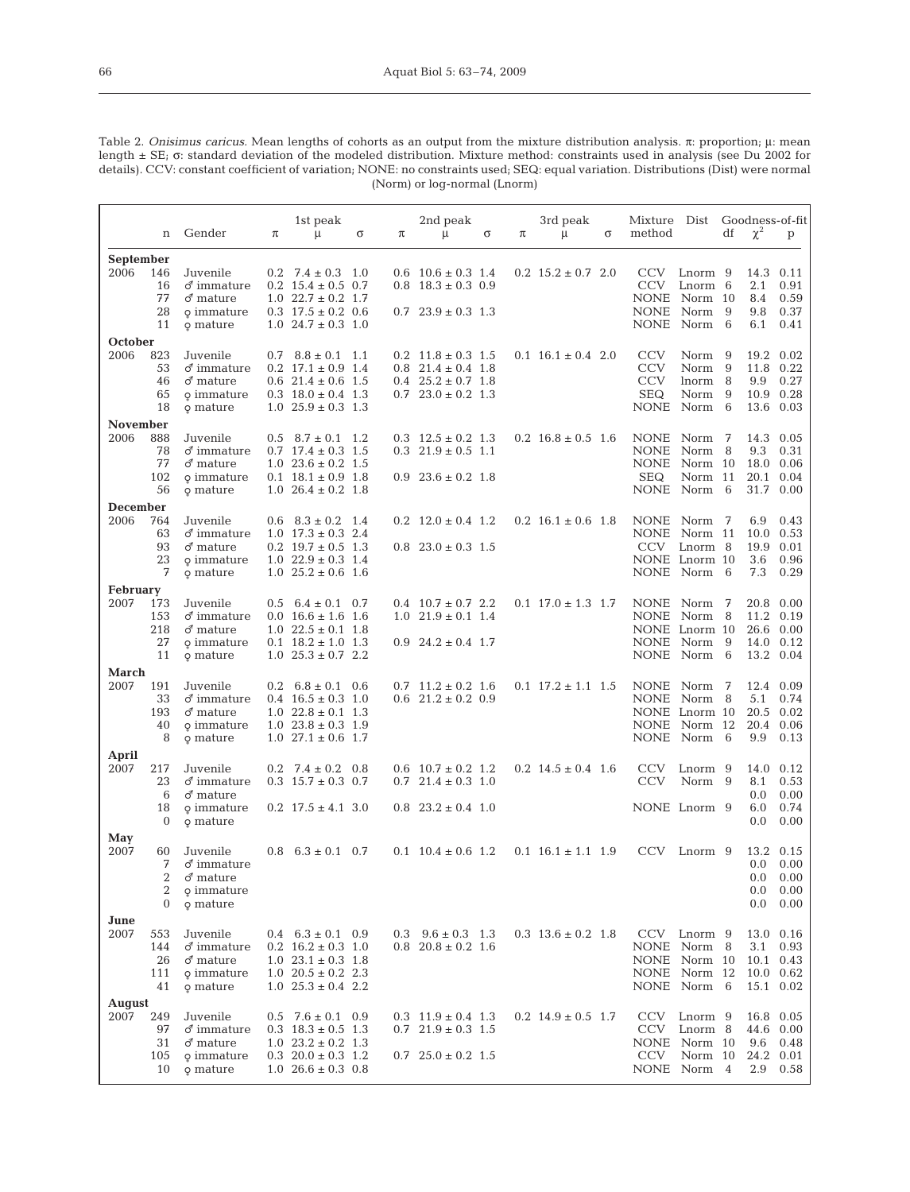Table 2. *Onisimus caricus*. Mean lengths of cohorts as an output from the mixture distribution analysis. π: proportion; μ: mean length ± SE; σ: standard deviation of the modeled distribution. Mixture method: constraints used in analysis (see Du 2002 for details). CCV: constant coefficient of variation; NONE: no constraints used; SEQ: equal variation. Distributions (Dist) were normal (Norm) or log-normal (Lnorm)

| | n | Gender | 1st peak | | | 2nd peak | | | 3rd peak | | | Mixture | Dist | Goodness-of-fit | | |
|---|---|---|---|---|---|---|---|---|---|---|---|---|---|---|---|---|
| | | | π | μ | σ | π | μ | σ | π | μ | σ | method | | df | $\chi^2$ | p |
| **September** | | | | | | | | | | | | | | | | |
| 2006 | 146 | Juvenile | 0.2 | 7.4 ± 0.3 | 1.0 | 0.6 | 10.6 ± 0.3 | 1.4 | 0.2 | 15.2 ± 0.7 | 2.0 | CCV | Lnorm | 9 | 14.3 | 0.11 |
| | 16 | ♂ immature | 0.2 | 15.4 ± 0.5 | 0.7 | 0.8 | 18.3 ± 0.3 | 0.9 | | | | CCV | Lnorm | 6 | 2.1 | 0.91 |
| | 77 | ♂ mature | 1.0 | 22.7 ± 0.2 | 1.7 | | | | | | | NONE | Norm | 10 | 8.4 | 0.59 |
| | 28 | ♀ immature | 0.3 | 17.5 ± 0.2 | 0.6 | 0.7 | 23.9 ± 0.3 | 1.3 | | | | NONE | Norm | 9 | 9.8 | 0.37 |
| | 11 | ♀ mature | 1.0 | 24.7 ± 0.3 | 1.0 | | | | | | | NONE | Norm | 6 | 6.1 | 0.41 |
| **October** | | | | | | | | | | | | | | | | |
| 2006 | 823 | Juvenile | 0.7 | 8.8 ± 0.1 | 1.1 | 0.2 | 11.8 ± 0.3 | 1.5 | 0.1 | 16.1 ± 0.4 | 2.0 | CCV | Norm | 9 | 19.2 | 0.02 |
| | 53 | ♂ immature | 0.2 | 17.1 ± 0.9 | 1.4 | 0.8 | 21.4 ± 0.4 | 1.8 | | | | CCV | Norm | 9 | 11.8 | 0.22 |
| | 46 | ♂ mature | 0.6 | 21.4 ± 0.6 | 1.5 | 0.4 | 25.2 ± 0.7 | 1.8 | | | | CCV | lnorm | 8 | 9.9 | 0.27 |
| | 65 | ♀ immature | 0.3 | 18.0 ± 0.4 | 1.3 | 0.7 | 23.0 ± 0.2 | 1.3 | | | | SEQ | Norm | 9 | 10.9 | 0.28 |
| | 18 | ♀ mature | 1.0 | 25.9 ± 0.3 | 1.3 | | | | | | | NONE | Norm | 6 | 13.6 | 0.03 |
| **November** | | | | | | | | | | | | | | | | |
| 2006 | 888 | Juvenile | 0.5 | 8.7 ± 0.1 | 1.2 | 0.3 | 12.5 ± 0.2 | 1.3 | 0.2 | 16.8 ± 0.5 | 1.6 | NONE | Norm | 7 | 14.3 | 0.05 |
| | 78 | ♂ immature | 0.7 | 17.4 ± 0.3 | 1.5 | 0.3 | 21.9 ± 0.5 | 1.1 | | | | NONE | Norm | 8 | 9.3 | 0.31 |
| | 77 | ♂ mature | 1.0 | 23.6 ± 0.2 | 1.5 | | | | | | | NONE | Norm | 10 | 18.0 | 0.06 |
| | 102 | ♀ immature | 0.1 | 18.1 ± 0.9 | 1.8 | 0.9 | 23.6 ± 0.2 | 1.8 | | | | SEQ | Norm | 11 | 20.1 | 0.04 |
| | 56 | ♀ mature | 1.0 | 26.4 ± 0.2 | 1.8 | | | | | | | NONE | Norm | 6 | 31.7 | 0.00 |
| **December** | | | | | | | | | | | | | | | | |
| 2006 | 764 | Juvenile | 0.6 | 8.3 ± 0.2 | 1.4 | 0.2 | 12.0 ± 0.4 | 1.2 | 0.2 | 16.1 ± 0.6 | 1.8 | NONE | Norm | 7 | 6.9 | 0.43 |
| | 63 | ♂ immature | 1.0 | 17.3 ± 0.3 | 2.4 | | | | | | | NONE | Norm | 11 | 10.0 | 0.53 |
| | 93 | ♂ mature | 0.2 | 19.7 ± 0.5 | 1.3 | 0.8 | 23.0 ± 0.3 | 1.5 | | | | CCV | Lnorm | 8 | 19.9 | 0.01 |
| | 23 | ♀ immature | 1.0 | 22.9 ± 0.3 | 1.4 | | | | | | | NONE | Lnorm | 10 | 3.6 | 0.96 |
| | 7 | ♀ mature | 1.0 | 25.2 ± 0.6 | 1.6 | | | | | | | NONE | Norm | 6 | 7.3 | 0.29 |
| **February** | | | | | | | | | | | | | | | | |
| 2007 | 173 | Juvenile | 0.5 | 6.4 ± 0.1 | 0.7 | 0.4 | 10.7 ± 0.7 | 2.2 | 0.1 | 17.0 ± 1.3 | 1.7 | NONE | Norm | 7 | 20.8 | 0.00 |
| | 153 | ♂ immature | 0.0 | 16.6 ± 1.6 | 1.6 | 1.0 | 21.9 ± 0.1 | 1.4 | | | | NONE | Norm | 8 | 11.2 | 0.19 |
| | 218 | ♂ mature | 1.0 | 22.5 ± 0.1 | 1.8 | | | | | | | NONE | Lnorm | 10 | 26.6 | 0.00 |
| | 27 | ♀ immature | 0.1 | 18.2 ± 1.0 | 1.3 | 0.9 | 24.2 ± 0.4 | 1.7 | | | | NONE | Norm | 9 | 14.0 | 0.12 |
| | 11 | ♀ mature | 1.0 | 25.3 ± 0.7 | 2.2 | | | | | | | NONE | Norm | 6 | 13.2 | 0.04 |
| **March** | | | | | | | | | | | | | | | | |
| 2007 | 191 | Juvenile | 0.2 | 6.8 ± 0.1 | 0.6 | 0.7 | 11.2 ± 0.2 | 1.6 | 0.1 | 17.2 ± 1.1 | 1.5 | NONE | Norm | 7 | 12.4 | 0.09 |
| | 33 | ♂ immature | 0.4 | 16.5 ± 0.3 | 1.0 | 0.6 | 21.2 ± 0.2 | 0.9 | | | | NONE | Norm | 8 | 5.1 | 0.74 |
| | 193 | ♂ mature | 1.0 | 22.8 ± 0.1 | 1.3 | | | | | | | NONE | Lnorm | 10 | 20.5 | 0.02 |
| | 40 | ♀ immature | 1.0 | 23.8 ± 0.3 | 1.9 | | | | | | | NONE | Norm | 12 | 20.4 | 0.06 |
| | 8 | ♀ mature | 1.0 | 27.1 ± 0.6 | 1.7 | | | | | | | NONE | Norm | 6 | 9.9 | 0.13 |
| **April** | | | | | | | | | | | | | | | | |
| 2007 | 217 | Juvenile | 0.2 | 7.4 ± 0.2 | 0.8 | 0.6 | 10.7 ± 0.2 | 1.2 | 0.2 | 14.5 ± 0.4 | 1.6 | CCV | Lnorm | 9 | 14.0 | 0.12 |
| | 23 | ♂ immature | 0.3 | 15.7 ± 0.3 | 0.7 | 0.7 | 21.4 ± 0.3 | 1.0 | | | | CCV | Norm | 9 | 8.1 | 0.53 |
| | 6 | ♂ mature | | | | | | | | | | | | | 0.0 | 0.00 |
| | 18 | ♀ immature | 0.2 | 17.5 ± 4.1 | 3.0 | 0.8 | 23.2 ± 0.4 | 1.0 | | | | NONE | Lnorm | 9 | 6.0 | 0.74 |
| | 0 | ♀ mature | | | | | | | | | | | | | 0.0 | 0.00 |
| **May** | | | | | | | | | | | | | | | | |
| 2007 | 60 | Juvenile | 0.8 | 6.3 ± 0.1 | 0.7 | 0.1 | 10.4 ± 0.6 | 1.2 | 0.1 | 16.1 ± 1.1 | 1.9 | CCV | Lnorm | 9 | 13.2 | 0.15 |
| | 7 | ♂ immature | | | | | | | | | | | | | 0.0 | 0.00 |
| | 2 | ♂ mature | | | | | | | | | | | | | 0.0 | 0.00 |
| | 2 | ♀ immature | | | | | | | | | | | | | 0.0 | 0.00 |
| | 0 | ♀ mature | | | | | | | | | | | | | 0.0 | 0.00 |
| **June** | | | | | | | | | | | | | | | | |
| 2007 | 553 | Juvenile | 0.4 | 6.3 ± 0.1 | 0.9 | 0.3 | 9.6 ± 0.3 | 1.3 | 0.3 | 13.6 ± 0.2 | 1.8 | CCV | Lnorm | 9 | 13.0 | 0.16 |
| | 144 | ♂ immature | 0.2 | 16.2 ± 0.3 | 1.0 | 0.8 | 20.8 ± 0.2 | 1.6 | | | | NONE | Norm | 8 | 3.1 | 0.93 |
| | 26 | ♂ mature | 1.0 | 23.1 ± 0.3 | 1.8 | | | | | | | NONE | Norm | 10 | 10.1 | 0.43 |
| | 111 | ♀ immature | 1.0 | 20.5 ± 0.2 | 2.3 | | | | | | | NONE | Norm | 12 | 10.0 | 0.62 |
| | 41 | ♀ mature | 1.0 | 25.3 ± 0.4 | 2.2 | | | | | | | NONE | Norm | 6 | 15.1 | 0.02 |
| **August** | | | | | | | | | | | | | | | | |
| 2007 | 249 | Juvenile | 0.5 | 7.6 ± 0.1 | 0.9 | 0.3 | 11.9 ± 0.4 | 1.3 | 0.2 | 14.9 ± 0.5 | 1.7 | CCV | Lnorm | 9 | 16.8 | 0.05 |
| | 97 | ♂ immature | 0.3 | 18.3 ± 0.5 | 1.3 | 0.7 | 21.9 ± 0.3 | 1.5 | | | | CCV | Lnorm | 8 | 44.6 | 0.00 |
| | 31 | ♂ mature | 1.0 | 23.2 ± 0.2 | 1.3 | | | | | | | NONE | Norm | 10 | 9.6 | 0.48 |
| | 105 | ♀ immature | 0.3 | 20.0 ± 0.3 | 1.2 | 0.7 | 25.0 ± 0.2 | 1.5 | | | | CCV | Norm | 10 | 24.2 | 0.01 |
| | 10 | ♀ mature | 1.0 | 26.6 ± 0.3 | 0.8 | | | | | | | NONE | Norm | 4 | 2.9 | 0.58 |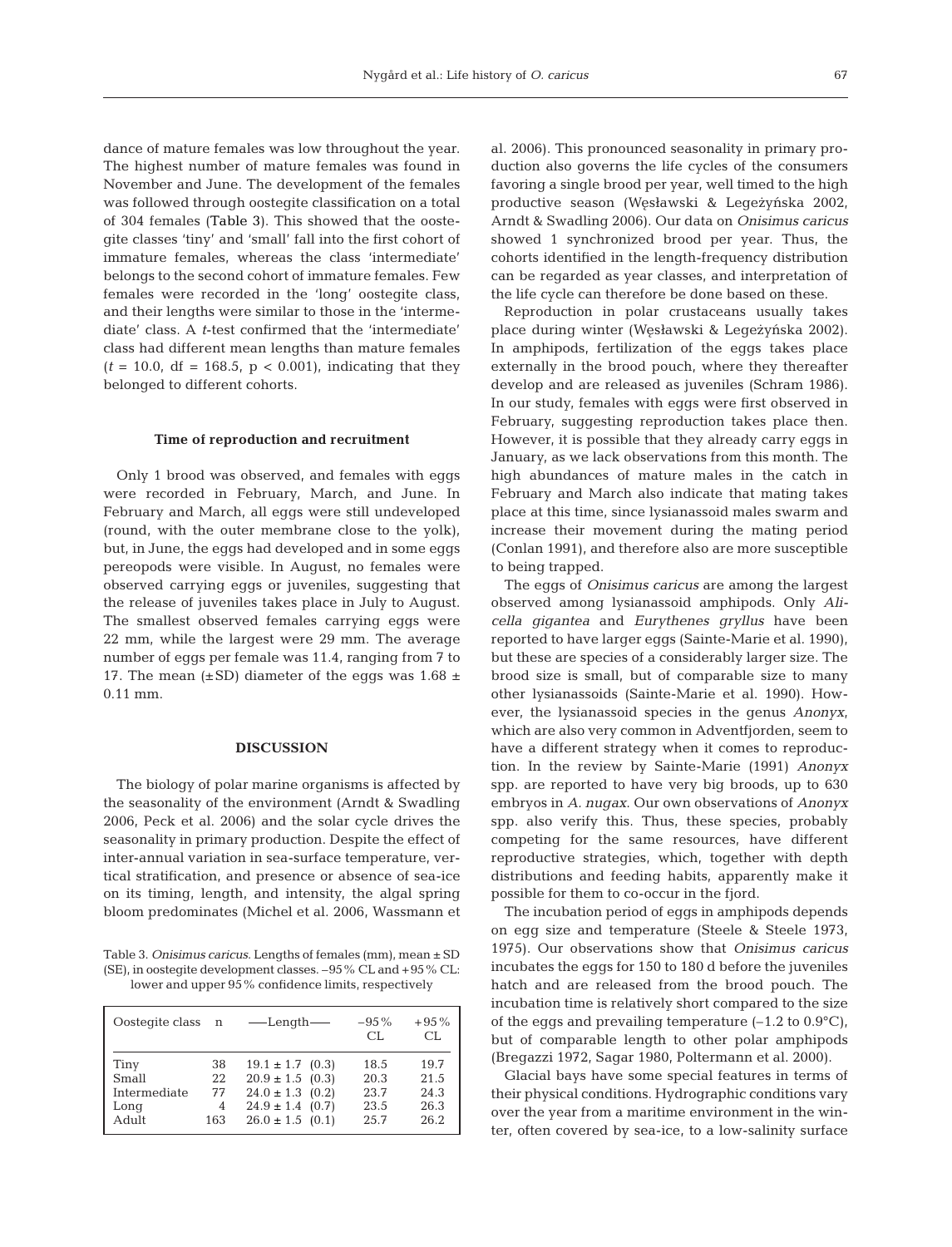dance of mature females was low throughout the year. The highest number of mature females was found in November and June. The development of the females was followed through oostegite classification on a total of 304 females (Table 3). This showed that the oostegite classes 'tiny' and 'small' fall into the first cohort of immature females, whereas the class 'intermediate' belongs to the second cohort of immature females. Few females were recorded in the 'long' oostegite class, and their lengths were similar to those in the 'intermediate' class. A *t*-test confirmed that the 'intermediate' class had different mean lengths than mature females ($t = 10.0$, df = 168.5, $p < 0.001$), indicating that they belonged to different cohorts.

### Time of reproduction and recruitment

Only 1 brood was observed, and females with eggs were recorded in February, March, and June. In February and March, all eggs were still undeveloped (round, with the outer membrane close to the yolk), but, in June, the eggs had developed and in some eggs pereopods were visible. In August, no females were observed carrying eggs or juveniles, suggesting that the release of juveniles takes place in July to August. The smallest observed females carrying eggs were 22 mm, while the largest were 29 mm. The average number of eggs per female was 11.4, ranging from 7 to 17. The mean (±SD) diameter of the eggs was 1.68 ± 0.11 mm.

## DISCUSSION

The biology of polar marine organisms is affected by the seasonality of the environment (Arndt & Swadling 2006, Peck et al. 2006) and the solar cycle drives the seasonality in primary production. Despite the effect of inter-annual variation in sea-surface temperature, vertical stratification, and presence or absence of sea-ice on its timing, length, and intensity, the algal spring bloom predominates (Michel et al. 2006, Wassmann et al. 2006). This pronounced seasonality in primary production also governs the life cycles of the consumers favoring a single brood per year, well timed to the high productive season (Węsławski & Legeżyńska 2002, Arndt & Swadling 2006). Our data on *Onisimus caricus* showed 1 synchronized brood per year. Thus, the cohorts identified in the length-frequency distribution can be regarded as year classes, and interpretation of the life cycle can therefore be done based on these.

Table 3. *Onisimus caricus*. Lengths of females (mm), mean ± SD (SE), in oostegite development classes. −95% CL and +95% CL: lower and upper 95% confidence limits, respectively

| Oostegite class | n | ——Length—— | −95% CL | +95% CL |
|---|---|---|---|---|
| Tiny | 38 | 19.1 ± 1.7 (0.3) | 18.5 | 19.7 |
| Small | 22 | 20.9 ± 1.5 (0.3) | 20.3 | 21.5 |
| Intermediate | 77 | 24.0 ± 1.3 (0.2) | 23.7 | 24.3 |
| Long | 4 | 24.9 ± 1.4 (0.7) | 23.5 | 26.3 |
| Adult | 163 | 26.0 ± 1.5 (0.1) | 25.7 | 26.2 |

Reproduction in polar crustaceans usually takes place during winter (Węsławski & Legeżyńska 2002). In amphipods, fertilization of the eggs takes place externally in the brood pouch, where they thereafter develop and are released as juveniles (Schram 1986). In our study, females with eggs were first observed in February, suggesting reproduction takes place then. However, it is possible that they already carry eggs in January, as we lack observations from this month. The high abundances of mature males in the catch in February and March also indicate that mating takes place at this time, since lysianassoid males swarm and increase their movement during the mating period (Conlan 1991), and therefore also are more susceptible to being trapped.

The eggs of *Onisimus caricus* are among the largest observed among lysianassoid amphipods. Only *Alicella gigantea* and *Eurythenes gryllus* have been reported to have larger eggs (Sainte-Marie et al. 1990), but these are species of a considerably larger size. The brood size is small, but of comparable size to many other lysianassoids (Sainte-Marie et al. 1990). However, the lysianassoid species in the genus *Anonyx*, which are also very common in Adventfjorden, seem to have a different strategy when it comes to reproduction. In the review by Sainte-Marie (1991) *Anonyx* spp. are reported to have very big broods, up to 630 embryos in *A. nugax*. Our own observations of *Anonyx* spp. also verify this. Thus, these species, probably competing for the same resources, have different reproductive strategies, which, together with depth distributions and feeding habits, apparently make it possible for them to co-occur in the fjord.

The incubation period of eggs in amphipods depends on egg size and temperature (Steele & Steele 1973, 1975). Our observations show that *Onisimus caricus* incubates the eggs for 150 to 180 d before the juveniles hatch and are released from the brood pouch. The incubation time is relatively short compared to the size of the eggs and prevailing temperature (−1.2 to 0.9°C), but of comparable length to other polar amphipods (Bregazzi 1972, Sagar 1980, Poltermann et al. 2000).

Glacial bays have some special features in terms of their physical conditions. Hydrographic conditions vary over the year from a maritime environment in the winter, often covered by sea-ice, to a low-salinity surface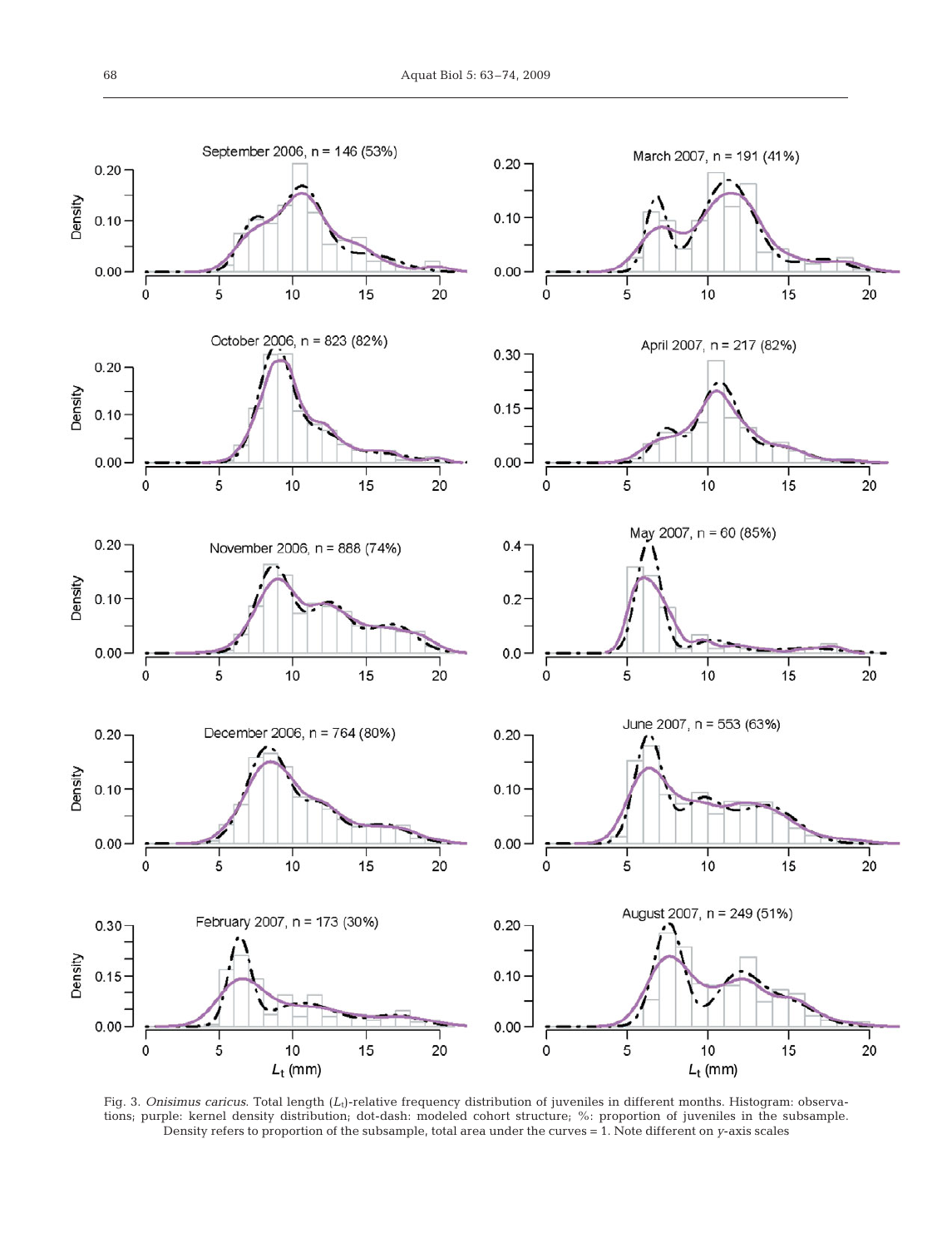Fig. 3. *Onisimus caricus*. Total length ($L_t$)-relative frequency distribution of juveniles in different months. Histogram: observations; purple: kernel density distribution; dot-dash: modeled cohort structure; %: proportion of juveniles in the subsample. Density refers to proportion of the subsample, total area under the curves = 1. Note different on *y*-axis scales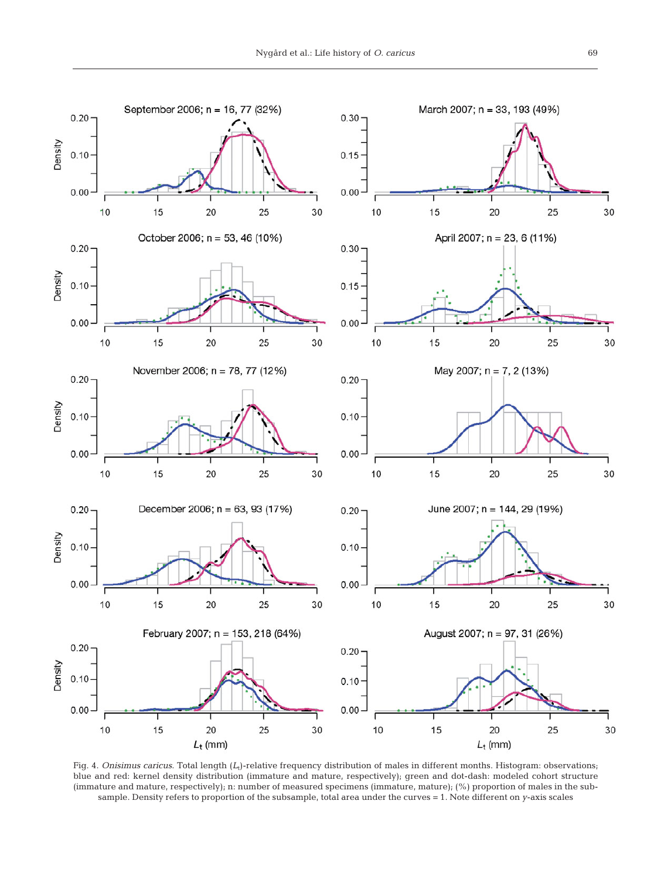Fig. 4. *Onisimus caricus.* Total length ($L_t$)-relative frequency distribution of males in different months. Histogram: observations; blue and red: kernel density distribution (immature and mature, respectively); green and dot-dash: modeled cohort structure (immature and mature, respectively); n: number of measured specimens (immature, mature); (%) proportion of males in the subsample. Density refers to proportion of the subsample, total area under the curves = 1. Note different on *y*-axis scales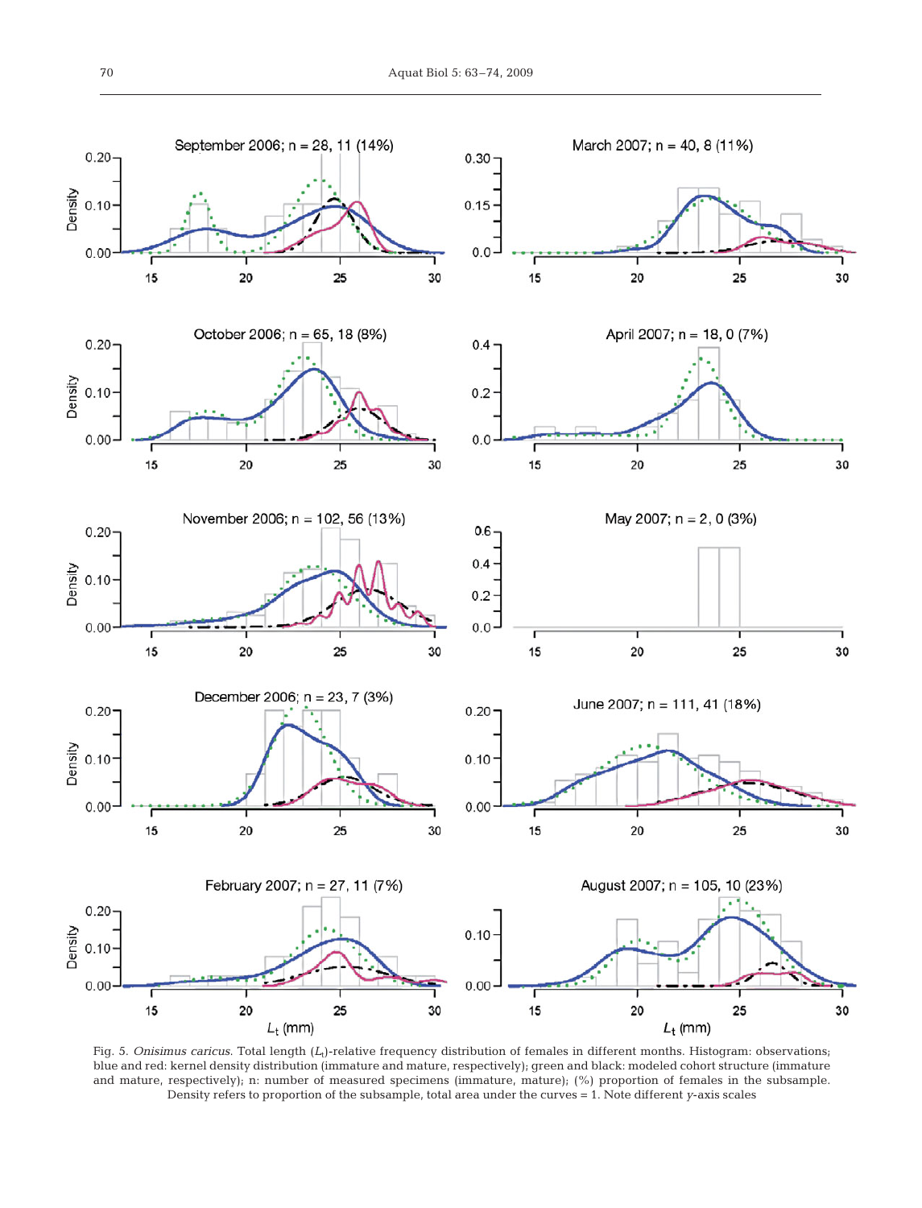Fig. 5. *Onisimus caricus*. Total length ($L_t$)-relative frequency distribution of females in different months. Histogram: observations; blue and red: kernel density distribution (immature and mature, respectively); green and black: modeled cohort structure (immature and mature, respectively); n: number of measured specimens (immature, mature); (%) proportion of females in the subsample. Density refers to proportion of the subsample, total area under the curves = 1. Note different *y*-axis scales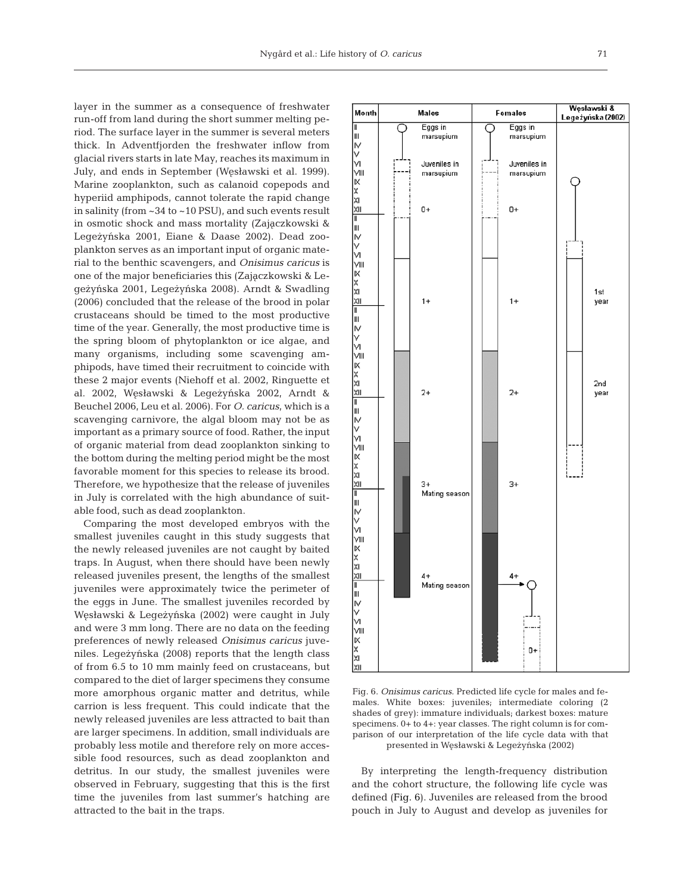layer in the summer as a consequence of freshwater run-off from land during the short summer melting period. The surface layer in the summer is several meters thick. In Adventfjorden the freshwater inflow from glacial rivers starts in late May, reaches its maximum in July, and ends in September (Węsławski et al. 1999). Marine zooplankton, such as calanoid copepods and hyperiid amphipods, cannot tolerate the rapid change in salinity (from ~34 to ~10 PSU), and such events result in osmotic shock and mass mortality (Zajączkowski & Legeżyńska 2001, Eiane & Daase 2002). Dead zooplankton serves as an important input of organic material to the benthic scavengers, and *Onisimus caricus* is one of the major beneficiaries this (Zajączkowski & Legeżyńska 2001, Legeżyńska 2008). Arndt & Swadling (2006) concluded that the release of the brood in polar crustaceans should be timed to the most productive time of the year. Generally, the most productive time is the spring bloom of phytoplankton or ice algae, and many organisms, including some scavenging amphipods, have timed their recruitment to coincide with these 2 major events (Niehoff et al. 2002, Ringuette et al. 2002, Węsławski & Legeżyńska 2002, Arndt & Beuchel 2006, Leu et al. 2006). For *O. caricus*, which is a scavenging carnivore, the algal bloom may not be as important as a primary source of food. Rather, the input of organic material from dead zooplankton sinking to the bottom during the melting period might be the most favorable moment for this species to release its brood. Therefore, we hypothesize that the release of juveniles in July is correlated with the high abundance of suitable food, such as dead zooplankton.

Comparing the most developed embryos with the smallest juveniles caught in this study suggests that the newly released juveniles are not caught by baited traps. In August, when there should have been newly released juveniles present, the lengths of the smallest juveniles were approximately twice the perimeter of the eggs in June. The smallest juveniles recorded by Węsławski & Legeżyńska (2002) were caught in July and were 3 mm long. There are no data on the feeding preferences of newly released *Onisimus caricus* juveniles. Legeżyńska (2008) reports that the length class of from 6.5 to 10 mm mainly feed on crustaceans, but compared to the diet of larger specimens they consume more amorphous organic matter and detritus, while carrion is less frequent. This could indicate that the newly released juveniles are less attracted to bait than are larger specimens. In addition, small individuals are probably less motile and therefore rely on more accessible food resources, such as dead zooplankton and detritus. In our study, the smallest juveniles were observed in February, suggesting that this is the first time the juveniles from last summer's hatching are attracted to the bait in the traps.

Fig. 6. *Onisimus caricus*. Predicted life cycle for males and females. White boxes: juveniles; intermediate coloring (2 shades of grey): immature individuals; darkest boxes: mature specimens. 0+ to 4+: year classes. The right column is for comparison of our interpretation of the life cycle data with that presented in Węsławski & Legeżyńska (2002)

By interpreting the length-frequency distribution and the cohort structure, the following life cycle was defined (Fig. 6). Juveniles are released from the brood pouch in July to August and develop as juveniles for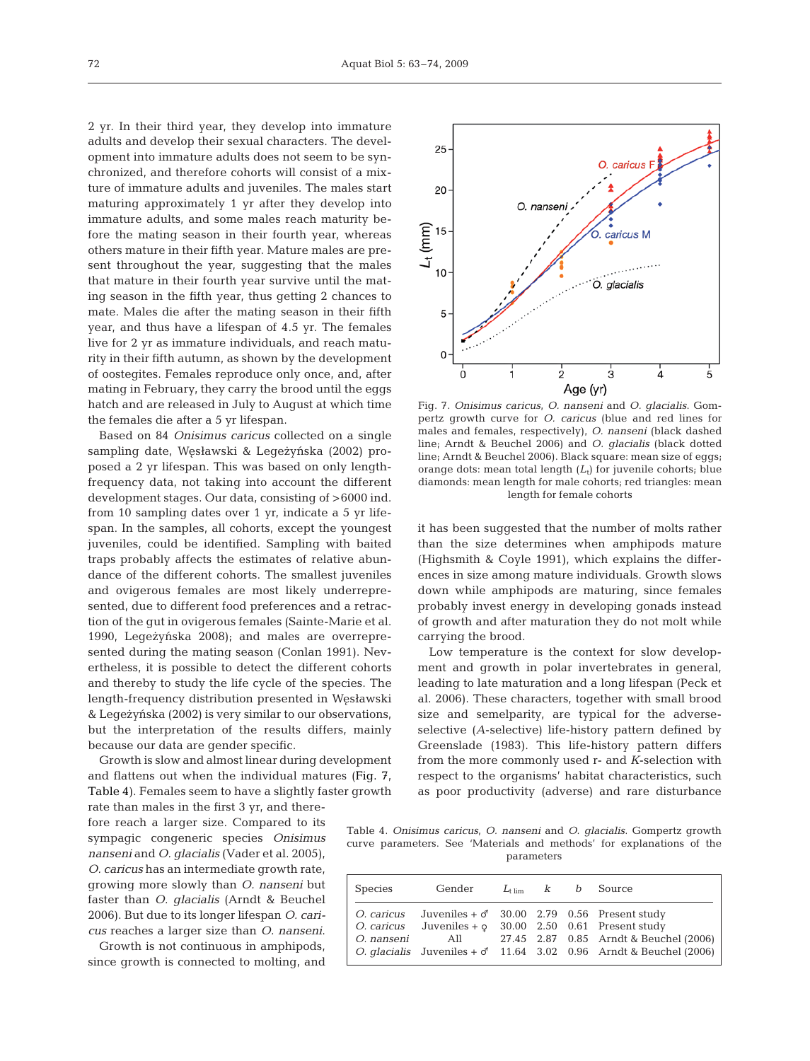2 yr. In their third year, they develop into immature adults and develop their sexual characters. The development into immature adults does not seem to be synchronized, and therefore cohorts will consist of a mixture of immature adults and juveniles. The males start maturing approximately 1 yr after they develop into immature adults, and some males reach maturity before the mating season in their fourth year, whereas others mature in their fifth year. Mature males are present throughout the year, suggesting that the males that mature in their fourth year survive until the mating season in the fifth year, thus getting 2 chances to mate. Males die after the mating season in their fifth year, and thus have a lifespan of 4.5 yr. The females live for 2 yr as immature individuals, and reach maturity in their fifth autumn, as shown by the development of oostegites. Females reproduce only once, and, after mating in February, they carry the brood until the eggs hatch and are released in July to August at which time the females die after a 5 yr lifespan.

Based on 84 *Onisimus caricus* collected on a single sampling date, Węsławski & Legeżyńska (2002) proposed a 2 yr lifespan. This was based on only length-frequency data, not taking into account the different development stages. Our data, consisting of >6000 ind. from 10 sampling dates over 1 yr, indicate a 5 yr lifespan. In the samples, all cohorts, except the youngest juveniles, could be identified. Sampling with baited traps probably affects the estimates of relative abundance of the different cohorts. The smallest juveniles and ovigerous females are most likely underrepresented, due to different food preferences and a retraction of the gut in ovigerous females (Sainte-Marie et al. 1990, Legeżyńska 2008); and males are overrepresented during the mating season (Conlan 1991). Nevertheless, it is possible to detect the different cohorts and thereby to study the life cycle of the species. The length-frequency distribution presented in Węsławski & Legeżyńska (2002) is very similar to our observations, but the interpretation of the results differs, mainly because our data are gender specific.

Growth is slow and almost linear during development and flattens out when the individual matures (Fig. 7, Table 4). Females seem to have a slightly faster growth rate than males in the first 3 yr, and therefore reach a larger size. Compared to its sympagic congeneric species *Onisimus nanseni* and *O. glacialis* (Vader et al. 2005), *O. caricus* has an intermediate growth rate, growing more slowly than *O. nanseni* but faster than *O. glacialis* (Arndt & Beuchel 2006). But due to its longer lifespan *O. caricus* reaches a larger size than *O. nanseni*.

Growth is not continuous in amphipods, since growth is connected to molting, and it has been suggested that the number of molts rather than the size determines when amphipods mature (Highsmith & Coyle 1991), which explains the differences in size among mature individuals. Growth slows down while amphipods are maturing, since females probably invest energy in developing gonads instead of growth and after maturation they do not molt while carrying the brood.

Low temperature is the context for slow development and growth in polar invertebrates in general, leading to late maturation and a long lifespan (Peck et al. 2006). These characters, together with small brood size and semelparity, are typical for the adverse-selective (*A*-selective) life-history pattern defined by Greenslade (1983). This life-history pattern differs from the more commonly used r- and *K*-selection with respect to the organisms' habitat characteristics, such as poor productivity (adverse) and rare disturbance

Fig. 7. *Onisimus caricus*, *O. nanseni* and *O. glacialis*. Gompertz growth curve for *O. caricus* (blue and red lines for males and females, respectively), *O. nanseni* (black dashed line; Arndt & Beuchel 2006) and *O. glacialis* (black dotted line; Arndt & Beuchel 2006). Black square: mean size of eggs; orange dots: mean total length ($L_t$) for juvenile cohorts; blue diamonds: mean length for male cohorts; red triangles: mean length for female cohorts

Table 4. *Onisimus caricus*, *O. nanseni* and *O. glacialis*. Gompertz growth curve parameters. See 'Materials and methods' for explanations of the parameters

| Species | Gender | $L_{t\ lim}$ | $k$ | $b$ | Source |
|---|---|---|---|---|---|
| *O. caricus* | Juveniles + ♂ | 30.00 | 2.79 | 0.56 | Present study |
| *O. caricus* | Juveniles + ♀ | 30.00 | 2.50 | 0.61 | Present study |
| *O. nanseni* | All | 27.45 | 2.87 | 0.85 | Arndt & Beuchel (2006) |
| *O. glacialis* | Juveniles + ♂ | 11.64 | 3.02 | 0.96 | Arndt & Beuchel (2006) |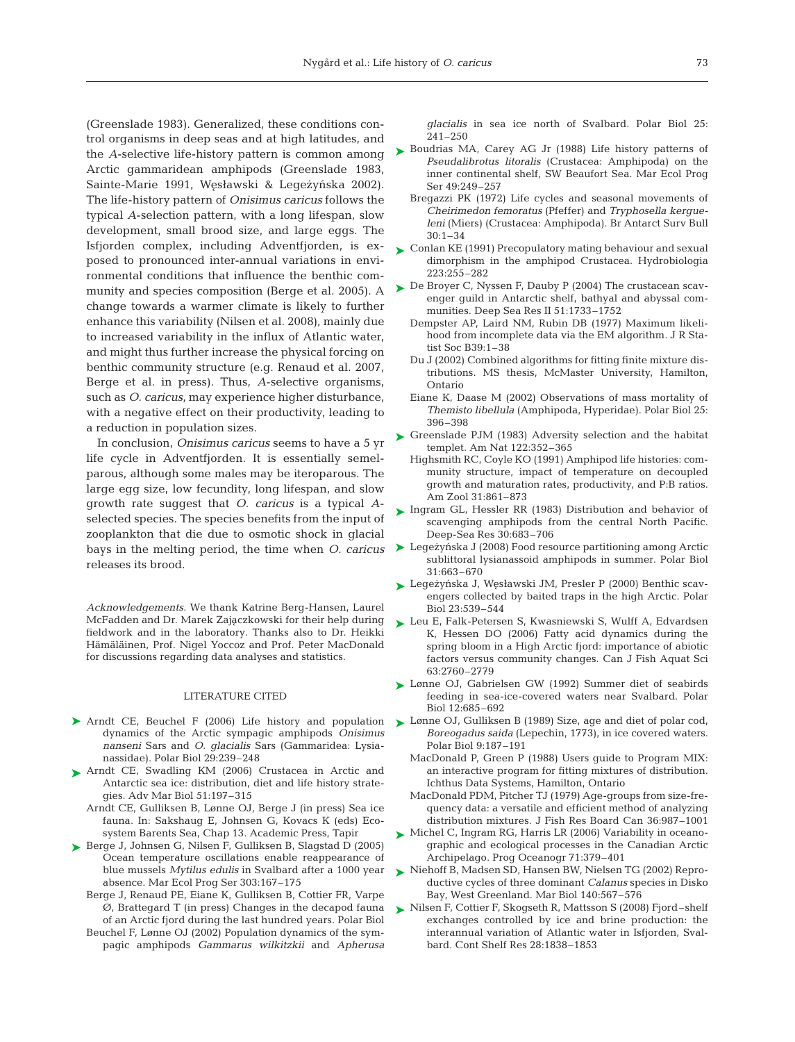(Greenslade 1983). Generalized, these conditions control organisms in deep seas and at high latitudes, and the *A*-selective life-history pattern is common among Arctic gammaridean amphipods (Greenslade 1983, Sainte-Marie 1991, Węsławski & Legeżyńska 2002). The life-history pattern of *Onisimus caricus* follows the typical *A*-selection pattern, with a long lifespan, slow development, small brood size, and large eggs. The Isfjorden complex, including Adventfjorden, is exposed to pronounced inter-annual variations in environmental conditions that influence the benthic community and species composition (Berge et al. 2005). A change towards a warmer climate is likely to further enhance this variability (Nilsen et al. 2008), mainly due to increased variability in the influx of Atlantic water, and might thus further increase the physical forcing on benthic community structure (e.g. Renaud et al. 2007, Berge et al. in press). Thus, *A*-selective organisms, such as *O. caricus*, may experience higher disturbance, with a negative effect on their productivity, leading to a reduction in population sizes.

In conclusion, *Onisimus caricus* seems to have a 5 yr life cycle in Adventfjorden. It is essentially semelparous, although some males may be iteroparous. The large egg size, low fecundity, long lifespan, and slow growth rate suggest that *O. caricus* is a typical *A*-selected species. The species benefits from the input of zooplankton that die due to osmotic shock in glacial bays in the melting period, the time when *O. caricus* releases its brood.

*Acknowledgements.* We thank Katrine Berg-Hansen, Laurel McFadden and Dr. Marek Zajączkowski for their help during fieldwork and in the laboratory. Thanks also to Dr. Heikki Hämäläinen, Prof. Nigel Yoccoz and Prof. Peter MacDonald for discussions regarding data analyses and statistics.

## LITERATURE CITED

- Arndt CE, Beuchel F (2006) Life history and population dynamics of the Arctic sympagic amphipods *Onisimus nanseni* Sars and *O. glacialis* Sars (Gammaridea: Lysianassidae). Polar Biol 29:239–248
- Arndt CE, Swadling KM (2006) Crustacea in Arctic and Antarctic sea ice: distribution, diet and life history strategies. Adv Mar Biol 51:197–315
- Arndt CE, Gulliksen B, Lønne OJ, Berge J (in press) Sea ice fauna. In: Sakshaug E, Johnsen G, Kovacs K (eds) Ecosystem Barents Sea, Chap 13. Academic Press, Tapir
- Berge J, Johnsen G, Nilsen F, Gulliksen B, Slagstad D (2005) Ocean temperature oscillations enable reappearance of blue mussels *Mytilus edulis* in Svalbard after a 1000 year absence. Mar Ecol Prog Ser 303:167–175
- Berge J, Renaud PE, Eiane K, Gulliksen B, Cottier FR, Varpe Ø, Brattegard T (in press) Changes in the decapod fauna of an Arctic fjord during the last hundred years. Polar Biol
- Beuchel F, Lønne OJ (2002) Population dynamics of the sympagic amphipods *Gammarus wilkitzkii* and *Apherusa glacialis* in sea ice north of Svalbard. Polar Biol 25: 241–250
- Boudrias MA, Carey AG Jr (1988) Life history patterns of *Pseudalibrotus litoralis* (Crustacea: Amphipoda) on the inner continental shelf, SW Beaufort Sea. Mar Ecol Prog Ser 49:249–257
- Bregazzi PK (1972) Life cycles and seasonal movements of *Cheirimedon femoratus* (Pfeffer) and *Tryphosella kergueleni* (Miers) (Crustacea: Amphipoda). Br Antarct Surv Bull 30:1–34
- Conlan KE (1991) Precopulatory mating behaviour and sexual dimorphism in the amphipod Crustacea. Hydrobiologia 223:255–282
- De Broyer C, Nyssen F, Dauby P (2004) The crustacean scavenger guild in Antarctic shelf, bathyal and abyssal communities. Deep Sea Res II 51:1733–1752
- Dempster AP, Laird NM, Rubin DB (1977) Maximum likelihood from incomplete data via the EM algorithm. J R Statist Soc B39:1–38
- Du J (2002) Combined algorithms for fitting finite mixture distributions. MS thesis, McMaster University, Hamilton, Ontario
- Eiane K, Daase M (2002) Observations of mass mortality of *Themisto libellula* (Amphipoda, Hyperidae). Polar Biol 25: 396–398
- Greenslade PJM (1983) Adversity selection and the habitat templet. Am Nat 122:352–365
- Highsmith RC, Coyle KO (1991) Amphipod life histories: community structure, impact of temperature on decoupled growth and maturation rates, productivity, and P:B ratios. Am Zool 31:861–873
- Ingram GL, Hessler RR (1983) Distribution and behavior of scavenging amphipods from the central North Pacific. Deep-Sea Res 30:683–706
- Legeżyńska J (2008) Food resource partitioning among Arctic sublittoral lysianassoid amphipods in summer. Polar Biol 31:663–670
- Legeżyńska J, Węsławski JM, Presler P (2000) Benthic scavengers collected by baited traps in the high Arctic. Polar Biol 23:539–544
- Leu E, Falk-Petersen S, Kwasniewski S, Wulff A, Edvardsen K, Hessen DO (2006) Fatty acid dynamics during the spring bloom in a High Arctic fjord: importance of abiotic factors versus community changes. Can J Fish Aquat Sci 63:2760–2779
- Lønne OJ, Gabrielsen GW (1992) Summer diet of seabirds feeding in sea-ice-covered waters near Svalbard. Polar Biol 12:685–692
- Lønne OJ, Gulliksen B (1989) Size, age and diet of polar cod, *Boreogadus saida* (Lepechin, 1773), in ice covered waters. Polar Biol 9:187–191
- MacDonald P, Green P (1988) Users guide to Program MIX: an interactive program for fitting mixtures of distribution. Ichthus Data Systems, Hamilton, Ontario
- MacDonald PDM, Pitcher TJ (1979) Age-groups from size-frequency data: a versatile and efficient method of analyzing distribution mixtures. J Fish Res Board Can 36:987–1001
- Michel C, Ingram RG, Harris LR (2006) Variability in oceanographic and ecological processes in the Canadian Arctic Archipelago. Prog Oceanogr 71:379–401
- Niehoff B, Madsen SD, Hansen BW, Nielsen TG (2002) Reproductive cycles of three dominant *Calanus* species in Disko Bay, West Greenland. Mar Biol 140:567–576
- Nilsen F, Cottier F, Skogseth R, Mattsson S (2008) Fjord–shelf exchanges controlled by ice and brine production: the interannual variation of Atlantic water in Isfjorden, Svalbard. Cont Shelf Res 28:1838–1853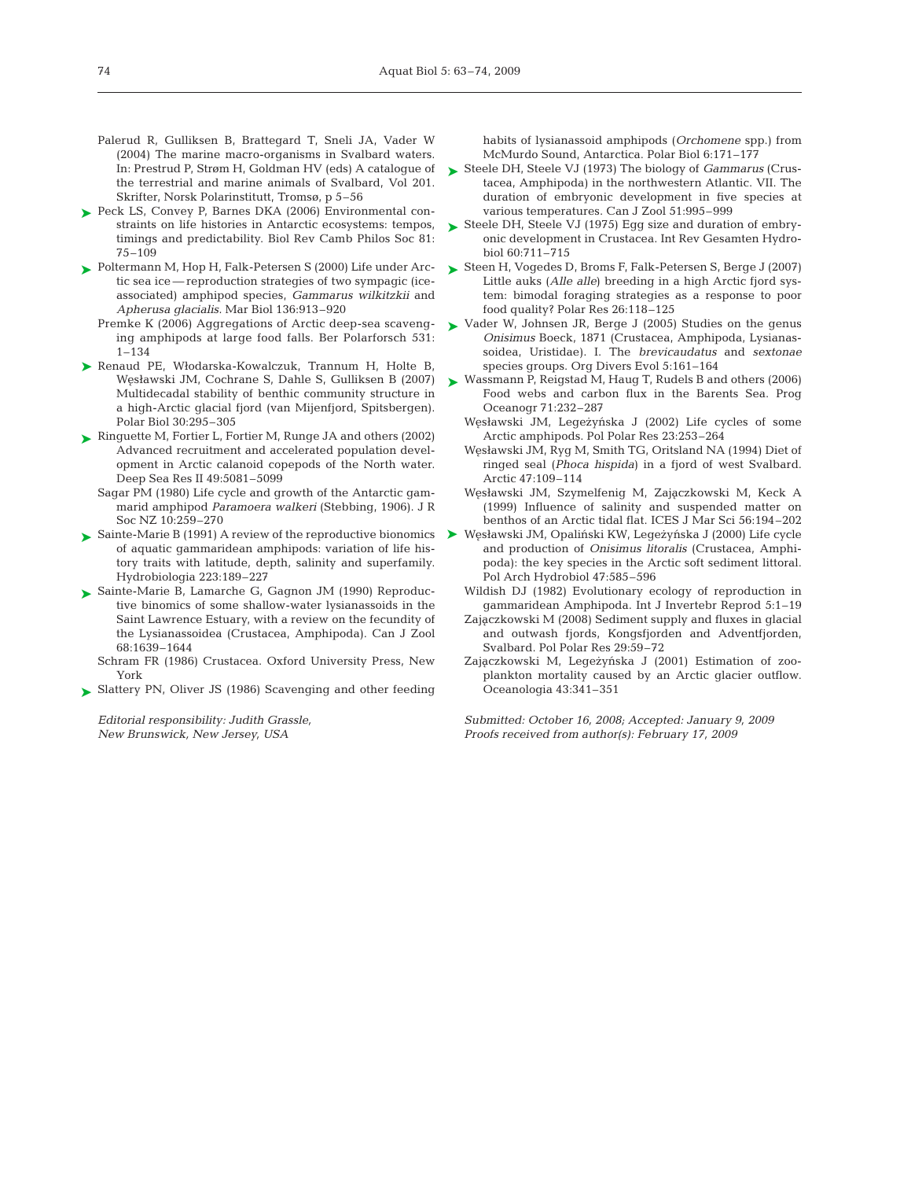Palerud R, Gulliksen B, Brattegard T, Sneli JA, Vader W (2004) The marine macro-organisms in Svalbard waters. In: Prestrud P, Strøm H, Goldman HV (eds) A catalogue of the terrestrial and marine animals of Svalbard, Vol 201. Skrifter, Norsk Polarinstitutt, Tromsø, p 5–56

Peck LS, Convey P, Barnes DKA (2006) Environmental constraints on life histories in Antarctic ecosystems: tempos, timings and predictability. Biol Rev Camb Philos Soc 81: 75–109

Poltermann M, Hop H, Falk-Petersen S (2000) Life under Arctic sea ice — reproduction strategies of two sympagic (ice-associated) amphipod species, *Gammarus wilkitzkii* and *Apherusa glacialis*. Mar Biol 136:913–920

Premke K (2006) Aggregations of Arctic deep-sea scavenging amphipods at large food falls. Ber Polarforsch 531: 1–134

Renaud PE, Włodarska-Kowalczuk, Trannum H, Holte B, Węsławski JM, Cochrane S, Dahle S, Gulliksen B (2007) Multidecadal stability of benthic community structure in a high-Arctic glacial fjord (van Mijenfjord, Spitsbergen). Polar Biol 30:295–305

Ringuette M, Fortier L, Fortier M, Runge JA and others (2002) Advanced recruitment and accelerated population development in Arctic calanoid copepods of the North water. Deep Sea Res II 49:5081–5099

Sagar PM (1980) Life cycle and growth of the Antarctic gammarid amphipod *Paramoera walkeri* (Stebbing, 1906). J R Soc NZ 10:259–270

Sainte-Marie B (1991) A review of the reproductive bionomics of aquatic gammaridean amphipods: variation of life history traits with latitude, depth, salinity and superfamily. Hydrobiologia 223:189–227

Sainte-Marie B, Lamarche G, Gagnon JM (1990) Reproductive binomics of some shallow-water lysianassoids in the Saint Lawrence Estuary, with a review on the fecundity of the Lysianassoidea (Crustacea, Amphipoda). Can J Zool 68:1639–1644

Schram FR (1986) Crustacea. Oxford University Press, New York

Slattery PN, Oliver JS (1986) Scavenging and other feeding habits of lysianassoid amphipods (*Orchomene* spp.) from McMurdo Sound, Antarctica. Polar Biol 6:171–177

Steele DH, Steele VJ (1973) The biology of *Gammarus* (Crustacea, Amphipoda) in the northwestern Atlantic. VII. The duration of embryonic development in five species at various temperatures. Can J Zool 51:995–999

Steele DH, Steele VJ (1975) Egg size and duration of embryonic development in Crustacea. Int Rev Gesamten Hydrobiol 60:711–715

Steen H, Vogedes D, Broms F, Falk-Petersen S, Berge J (2007) Little auks (*Alle alle*) breeding in a high Arctic fjord system: bimodal foraging strategies as a response to poor food quality? Polar Res 26:118–125

Vader W, Johnsen JR, Berge J (2005) Studies on the genus *Onisimus* Boeck, 1871 (Crustacea, Amphipoda, Lysianassoidea, Uristidae). I. The *brevicaudatus* and *sextonae* species groups. Org Divers Evol 5:161–164

Wassmann P, Reigstad M, Haug T, Rudels B and others (2006) Food webs and carbon flux in the Barents Sea. Prog Oceanogr 71:232–287

Węsławski JM, Legeżyńska J (2002) Life cycles of some Arctic amphipods. Pol Polar Res 23:253–264

Węsławski JM, Ryg M, Smith TG, Oritsland NA (1994) Diet of ringed seal (*Phoca hispida*) in a fjord of west Svalbard. Arctic 47:109–114

Węsławski JM, Szymelfenig M, Zajączkowski M, Keck A (1999) Influence of salinity and suspended matter on benthos of an Arctic tidal flat. ICES J Mar Sci 56:194–202

Węsławski JM, Opaliński KW, Legeżyńska J (2000) Life cycle and production of *Onisimus litoralis* (Crustacea, Amphipoda): the key species in the Arctic soft sediment littoral. Pol Arch Hydrobiol 47:585–596

Wildish DJ (1982) Evolutionary ecology of reproduction in gammaridean Amphipoda. Int J Invertebr Reprod 5:1–19

Zajączkowski M (2008) Sediment supply and fluxes in glacial and outwash fjords, Kongsfjorden and Adventfjorden, Svalbard. Pol Polar Res 29:59–72

Zajączkowski M, Legeżyńska J (2001) Estimation of zooplankton mortality caused by an Arctic glacier outflow. Oceanologia 43:341–351

*Editorial responsibility: Judith Grassle, New Brunswick, New Jersey, USA*

*Submitted: October 16, 2008; Accepted: January 9, 2009*
*Proofs received from author(s): February 17, 2009*